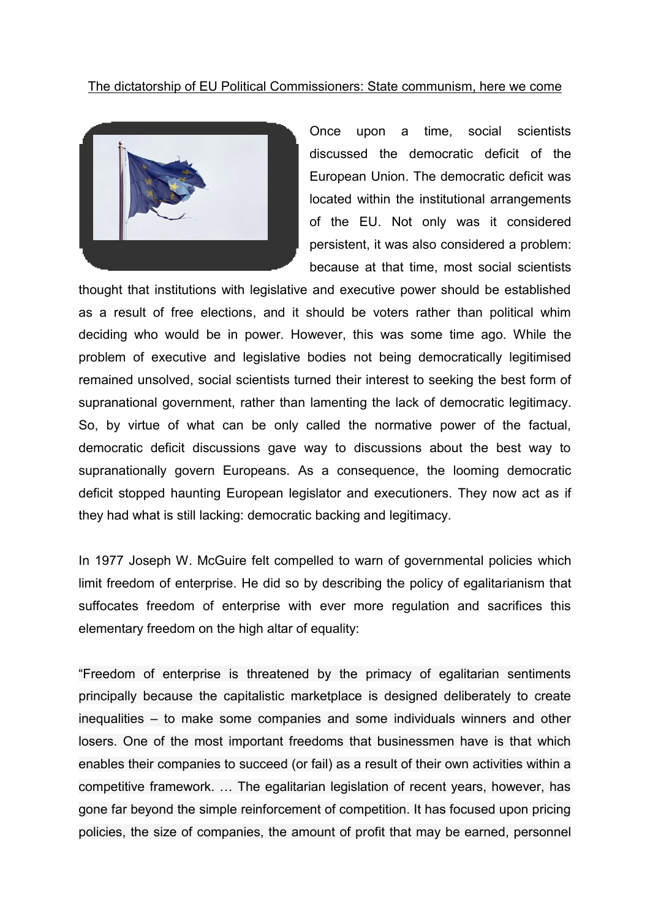The dictatorship of EU Political Commissioners: State communism, here we come

Once upon a time, social scientists discussed the democratic deficit of the European Union. The democratic deficit was located within the institutional arrangements of the EU. Not only was it considered persistent, it was also considered a problem: because at that time, most social scientists thought that institutions with legislative and executive power should be established as a result of free elections, and it should be voters rather than political whim deciding who would be in power. However, this was some time ago. While the problem of executive and legislative bodies not being democratically legitimised remained unsolved, social scientists turned their interest to seeking the best form of supranational government, rather than lamenting the lack of democratic legitimacy. So, by virtue of what can be only called the normative power of the factual, democratic deficit discussions gave way to discussions about the best way to supranationally govern Europeans. As a consequence, the looming democratic deficit stopped haunting European legislator and executioners. They now act as if they had what is still lacking: democratic backing and legitimacy.

In 1977 Joseph W. McGuire felt compelled to warn of governmental policies which limit freedom of enterprise. He did so by describing the policy of egalitarianism that suffocates freedom of enterprise with ever more regulation and sacrifices this elementary freedom on the high altar of equality:

"Freedom of enterprise is threatened by the primacy of egalitarian sentiments principally because the capitalistic marketplace is designed deliberately to create inequalities – to make some companies and some individuals winners and other losers. One of the most important freedoms that businessmen have is that which enables their companies to succeed (or fail) as a result of their own activities within a competitive framework. … The egalitarian legislation of recent years, however, has gone far beyond the simple reinforcement of competition. It has focused upon pricing policies, the size of companies, the amount of profit that may be earned, personnel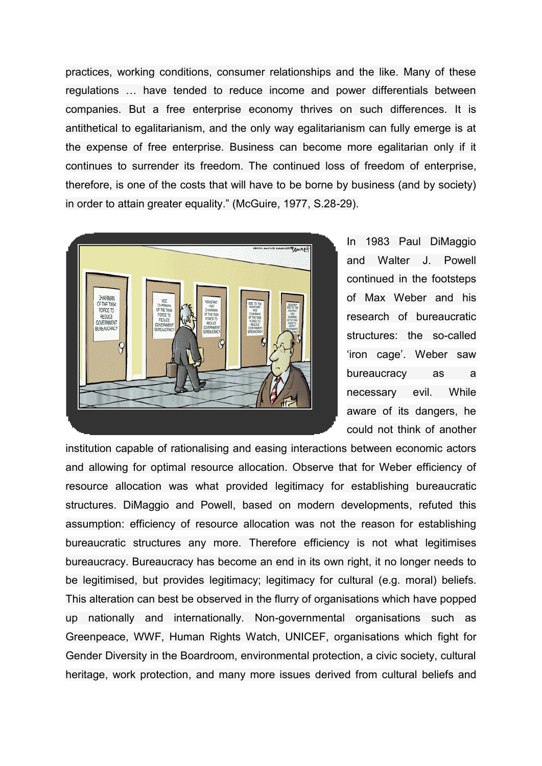practices, working conditions, consumer relationships and the like. Many of these regulations … have tended to reduce income and power differentials between companies. But a free enterprise economy thrives on such differences. It is antithetical to egalitarianism, and the only way egalitarianism can fully emerge is at the expense of free enterprise. Business can become more egalitarian only if it continues to surrender its freedom. The continued loss of freedom of enterprise, therefore, is one of the costs that will have to be borne by business (and by society) in order to attain greater equality." (McGuire, 1977, S.28-29).

In 1983 Paul DiMaggio and Walter J. Powell continued in the footsteps of Max Weber and his research of bureaucratic structures: the so-called 'iron cage'. Weber saw bureaucracy as a necessary evil. While aware of its dangers, he could not think of another institution capable of rationalising and easing interactions between economic actors and allowing for optimal resource allocation. Observe that for Weber efficiency of resource allocation was what provided legitimacy for establishing bureaucratic structures. DiMaggio and Powell, based on modern developments, refuted this assumption: efficiency of resource allocation was not the reason for establishing bureaucratic structures any more. Therefore efficiency is not what legitimises bureaucracy. Bureaucracy has become an end in its own right, it no longer needs to be legitimised, but provides legitimacy; legitimacy for cultural (e.g. moral) beliefs. This alteration can best be observed in the flurry of organisations which have popped up nationally and internationally. Non-governmental organisations such as Greenpeace, WWF, Human Rights Watch, UNICEF, organisations which fight for Gender Diversity in the Boardroom, environmental protection, a civic society, cultural heritage, work protection, and many more issues derived from cultural beliefs and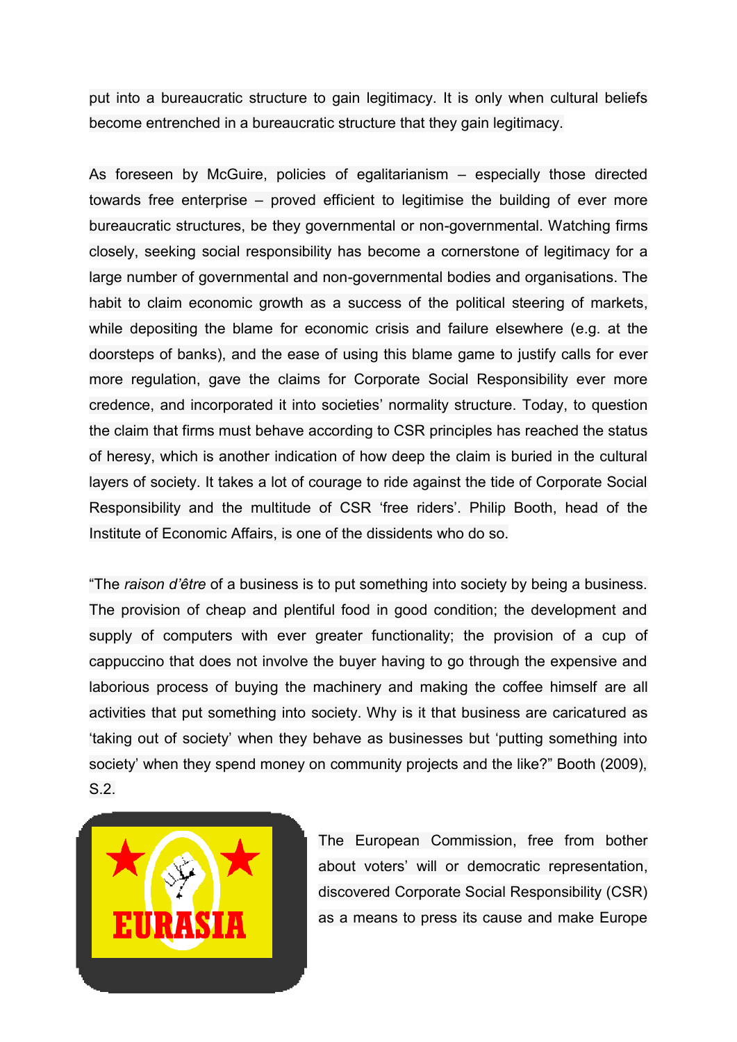put into a bureaucratic structure to gain legitimacy. It is only when cultural beliefs become entrenched in a bureaucratic structure that they gain legitimacy.

As foreseen by McGuire, policies of egalitarianism – especially those directed towards free enterprise – proved efficient to legitimise the building of ever more bureaucratic structures, be they governmental or non-governmental. Watching firms closely, seeking social responsibility has become a cornerstone of legitimacy for a large number of governmental and non-governmental bodies and organisations. The habit to claim economic growth as a success of the political steering of markets, while depositing the blame for economic crisis and failure elsewhere (e.g. at the doorsteps of banks), and the ease of using this blame game to justify calls for ever more regulation, gave the claims for Corporate Social Responsibility ever more credence, and incorporated it into societies' normality structure. Today, to question the claim that firms must behave according to CSR principles has reached the status of heresy, which is another indication of how deep the claim is buried in the cultural layers of society. It takes a lot of courage to ride against the tide of Corporate Social Responsibility and the multitude of CSR 'free riders'. Philip Booth, head of the Institute of Economic Affairs, is one of the dissidents who do so.

"The *raison d'être* of a business is to put something into society by being a business. The provision of cheap and plentiful food in good condition; the development and supply of computers with ever greater functionality; the provision of a cup of cappuccino that does not involve the buyer having to go through the expensive and laborious process of buying the machinery and making the coffee himself are all activities that put something into society. Why is it that business are caricatured as 'taking out of society' when they behave as businesses but 'putting something into society' when they spend money on community projects and the like?" Booth (2009), S.2.

EURASIA

The European Commission, free from bother about voters' will or democratic representation, discovered Corporate Social Responsibility (CSR) as a means to press its cause and make Europe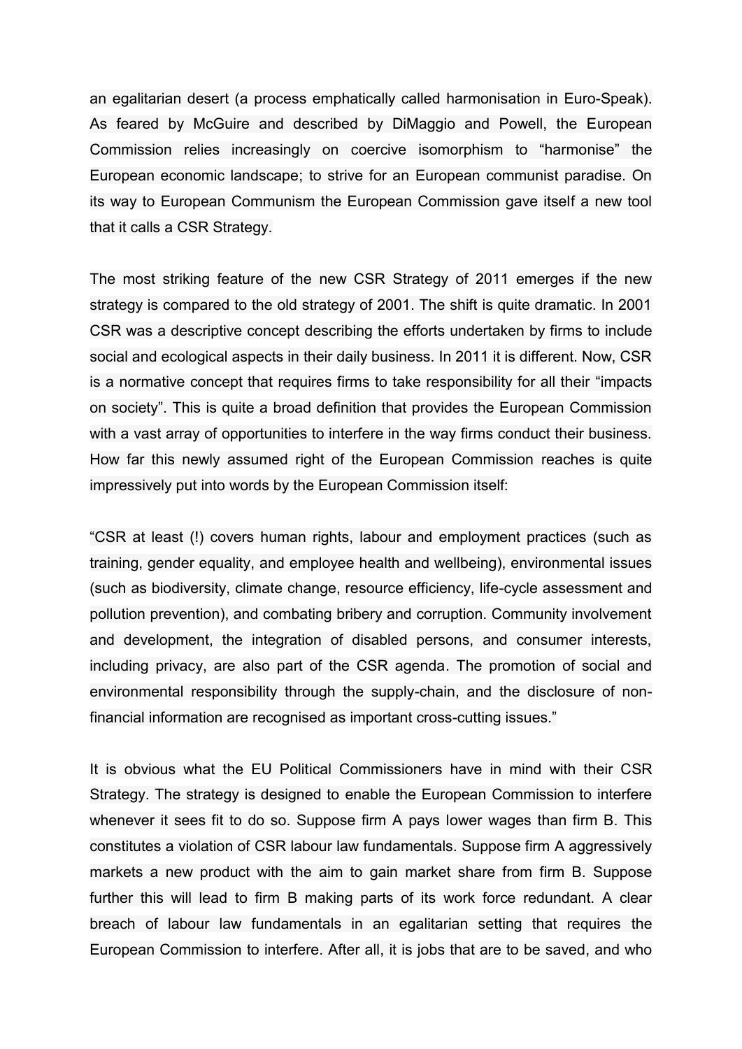an egalitarian desert (a process emphatically called harmonisation in Euro-Speak). As feared by McGuire and described by DiMaggio and Powell, the European Commission relies increasingly on coercive isomorphism to "harmonise" the European economic landscape; to strive for an European communist paradise. On its way to European Communism the European Commission gave itself a new tool that it calls a CSR Strategy.

The most striking feature of the new CSR Strategy of 2011 emerges if the new strategy is compared to the old strategy of 2001. The shift is quite dramatic. In 2001 CSR was a descriptive concept describing the efforts undertaken by firms to include social and ecological aspects in their daily business. In 2011 it is different. Now, CSR is a normative concept that requires firms to take responsibility for all their "impacts on society". This is quite a broad definition that provides the European Commission with a vast array of opportunities to interfere in the way firms conduct their business. How far this newly assumed right of the European Commission reaches is quite impressively put into words by the European Commission itself:

"CSR at least (!) covers human rights, labour and employment practices (such as training, gender equality, and employee health and wellbeing), environmental issues (such as biodiversity, climate change, resource efficiency, life-cycle assessment and pollution prevention), and combating bribery and corruption. Community involvement and development, the integration of disabled persons, and consumer interests, including privacy, are also part of the CSR agenda. The promotion of social and environmental responsibility through the supply-chain, and the disclosure of non-financial information are recognised as important cross-cutting issues."

It is obvious what the EU Political Commissioners have in mind with their CSR Strategy. The strategy is designed to enable the European Commission to interfere whenever it sees fit to do so. Suppose firm A pays lower wages than firm B. This constitutes a violation of CSR labour law fundamentals. Suppose firm A aggressively markets a new product with the aim to gain market share from firm B. Suppose further this will lead to firm B making parts of its work force redundant. A clear breach of labour law fundamentals in an egalitarian setting that requires the European Commission to interfere. After all, it is jobs that are to be saved, and who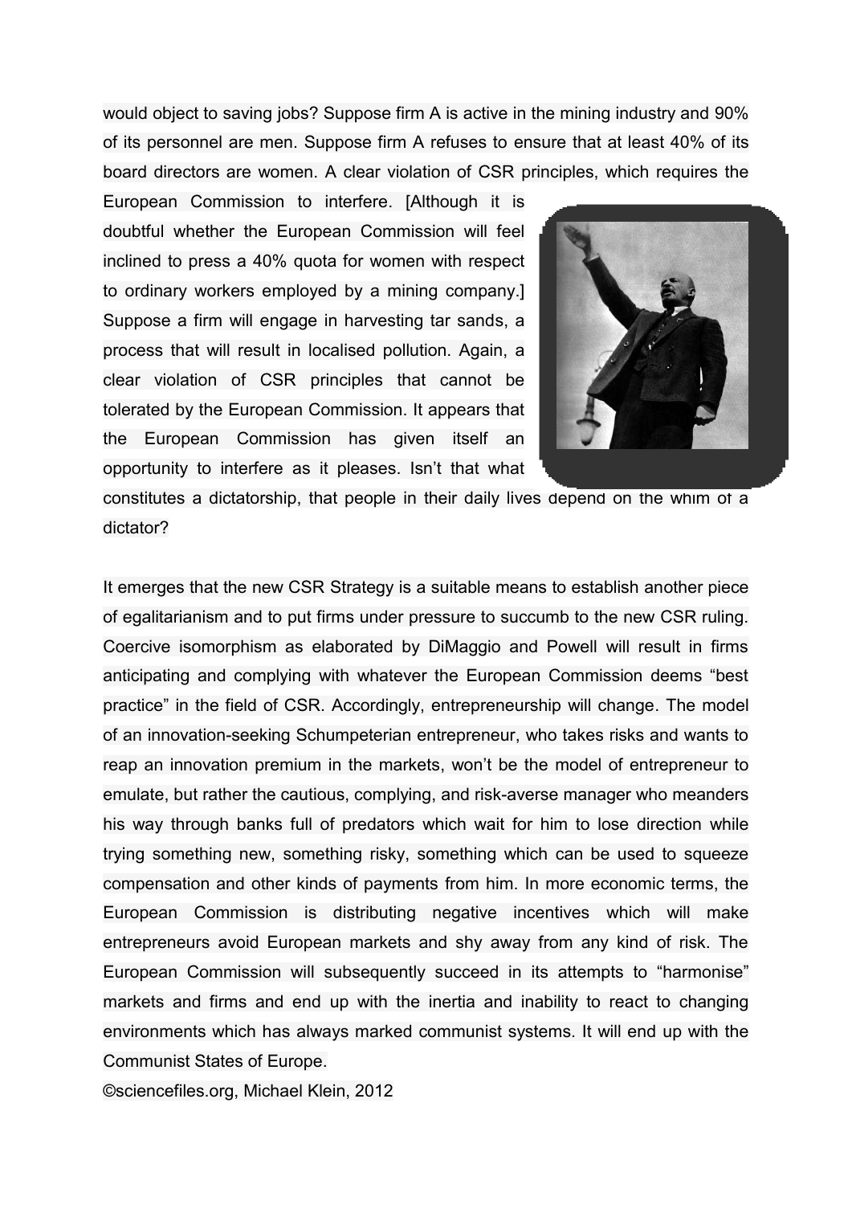would object to saving jobs? Suppose firm A is active in the mining industry and 90% of its personnel are men. Suppose firm A refuses to ensure that at least 40% of its board directors are women. A clear violation of CSR principles, which requires the European Commission to interfere. [Although it is doubtful whether the European Commission will feel inclined to press a 40% quota for women with respect to ordinary workers employed by a mining company.] Suppose a firm will engage in harvesting tar sands, a process that will result in localised pollution. Again, a clear violation of CSR principles that cannot be tolerated by the European Commission. It appears that the European Commission has given itself an opportunity to interfere as it pleases. Isn't that what constitutes a dictatorship, that people in their daily lives depend on the whim of a dictator?

It emerges that the new CSR Strategy is a suitable means to establish another piece of egalitarianism and to put firms under pressure to succumb to the new CSR ruling. Coercive isomorphism as elaborated by DiMaggio and Powell will result in firms anticipating and complying with whatever the European Commission deems "best practice" in the field of CSR. Accordingly, entrepreneurship will change. The model of an innovation-seeking Schumpeterian entrepreneur, who takes risks and wants to reap an innovation premium in the markets, won't be the model of entrepreneur to emulate, but rather the cautious, complying, and risk-averse manager who meanders his way through banks full of predators which wait for him to lose direction while trying something new, something risky, something which can be used to squeeze compensation and other kinds of payments from him. In more economic terms, the European Commission is distributing negative incentives which will make entrepreneurs avoid European markets and shy away from any kind of risk. The European Commission will subsequently succeed in its attempts to "harmonise" markets and firms and end up with the inertia and inability to react to changing environments which has always marked communist systems. It will end up with the Communist States of Europe.

©sciencefiles.org, Michael Klein, 2012